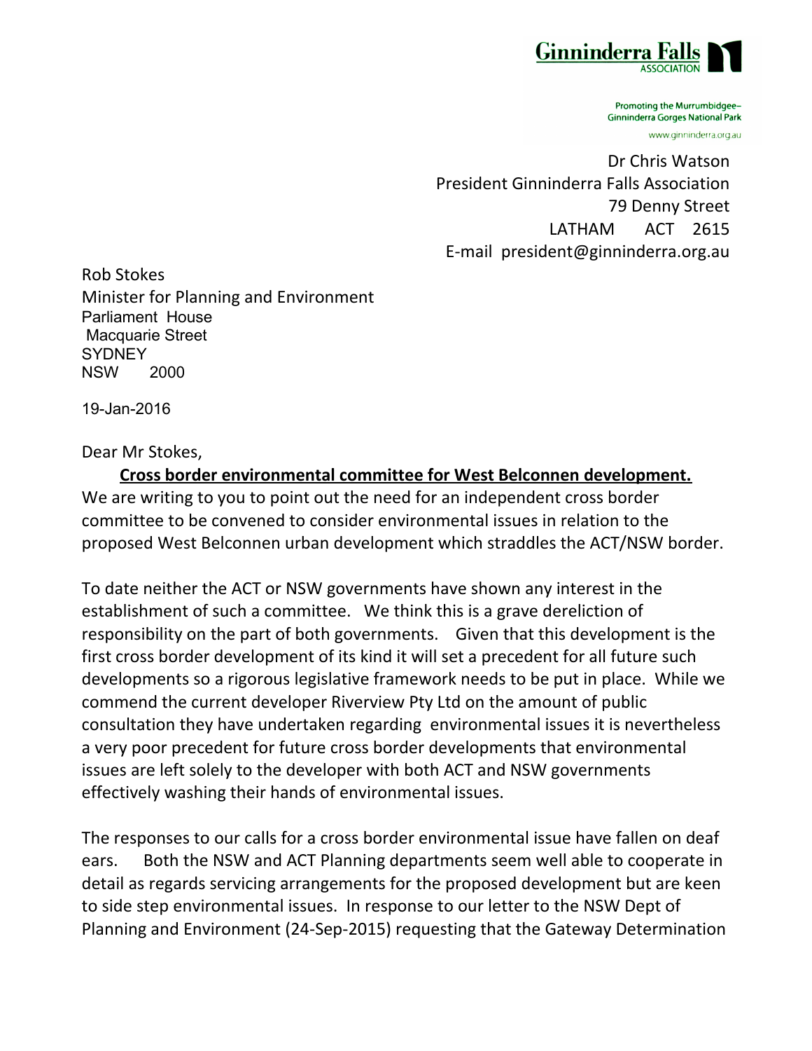**Ginninderra Falls** ASSOCIATION

Promoting the Murrumbidgee–Ginninderra Gorges National Park

www.ginninderra.org.au

Dr Chris Watson
President Ginninderra Falls Association
79 Denny Street
LATHAM ACT 2615
E-mail president@ginninderra.org.au

Rob Stokes
Minister for Planning and Environment
Parliament House
Macquarie Street
SYDNEY
NSW 2000

19-Jan-2016

Dear Mr Stokes,

**<u>Cross border environmental committee for West Belconnen development.</u>**

We are writing to you to point out the need for an independent cross border committee to be convened to consider environmental issues in relation to the proposed West Belconnen urban development which straddles the ACT/NSW border.

To date neither the ACT or NSW governments have shown any interest in the establishment of such a committee. We think this is a grave dereliction of responsibility on the part of both governments. Given that this development is the first cross border development of its kind it will set a precedent for all future such developments so a rigorous legislative framework needs to be put in place. While we commend the current developer Riverview Pty Ltd on the amount of public consultation they have undertaken regarding environmental issues it is nevertheless a very poor precedent for future cross border developments that environmental issues are left solely to the developer with both ACT and NSW governments effectively washing their hands of environmental issues.

The responses to our calls for a cross border environmental issue have fallen on deaf ears. Both the NSW and ACT Planning departments seem well able to cooperate in detail as regards servicing arrangements for the proposed development but are keen to side step environmental issues. In response to our letter to the NSW Dept of Planning and Environment (24-Sep-2015) requesting that the Gateway Determination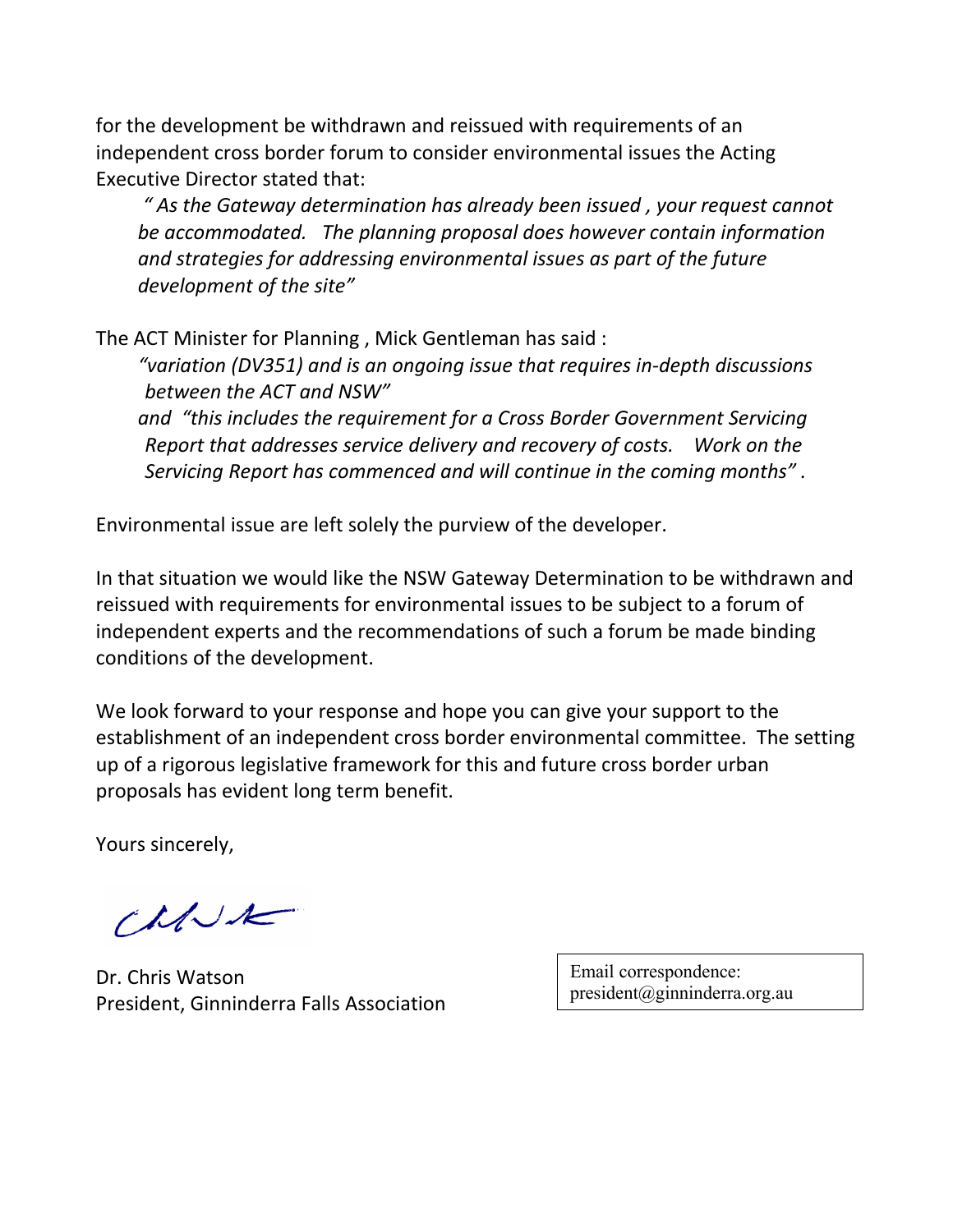for the development be withdrawn and reissued with requirements of an independent cross border forum to consider environmental issues the Acting Executive Director stated that:

> *" As the Gateway determination has already been issued , your request cannot be accommodated. The planning proposal does however contain information and strategies for addressing environmental issues as part of the future development of the site"*

The ACT Minister for Planning , Mick Gentleman has said :

> *"variation (DV351) and is an ongoing issue that requires in-depth discussions between the ACT and NSW"*
>
> and *"this includes the requirement for a Cross Border Government Servicing Report that addresses service delivery and recovery of costs. Work on the Servicing Report has commenced and will continue in the coming months"* .

Environmental issue are left solely the purview of the developer.

In that situation we would like the NSW Gateway Determination to be withdrawn and reissued with requirements for environmental issues to be subject to a forum of independent experts and the recommendations of such a forum be made binding conditions of the development.

We look forward to your response and hope you can give your support to the establishment of an independent cross border environmental committee. The setting up of a rigorous legislative framework for this and future cross border urban proposals has evident long term benefit.

Yours sincerely,

Dr. Chris Watson
President, Ginninderra Falls Association

Email correspondence:
president@ginninderra.org.au